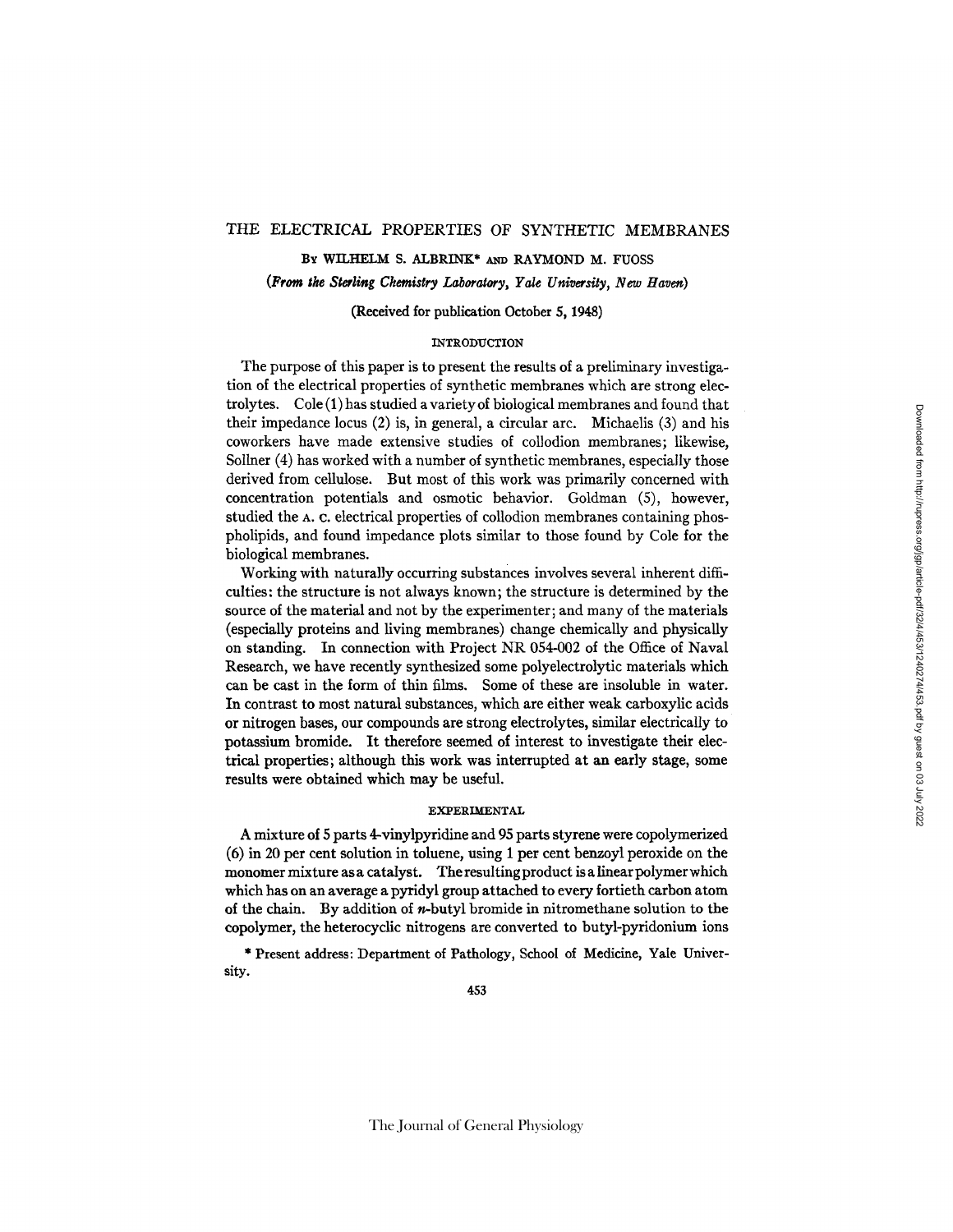# THE ELECTRICAL PROPERTIES OF SYNTHETIC MEMBRANES

By WILHELM S. ALBRINK* AND RAYMOND M. FUOSS

*(From the Sterling Chemistry Laboratory, Yale University, New Haven)*

(Received for publication October 5, 1948)

## INTRODUCTION

The purpose of this paper is to present the results of a preliminary investigation of the electrical properties of synthetic membranes which are strong electrolytes. Cole (1) has studied a variety of biological membranes and found that their impedance locus (2) is, in general, a circular arc. Michaelis (3) and his coworkers have made extensive studies of collodion membranes; likewise, Sollner (4) has worked with a number of synthetic membranes, especially those derived from cellulose. But most of this work was primarily concerned with concentration potentials and osmotic behavior. Goldman (5), however, studied the A. C. electrical properties of collodion membranes containing phospholipids, and found impedance plots similar to those found by Cole for the biological membranes.

Working with naturally occurring substances involves several inherent difficulties: the structure is not always known; the structure is determined by the source of the material and not by the experimenter; and many of the materials (especially proteins and living membranes) change chemically and physically on standing. In connection with Project NR 054-002 of the Office of Naval Research, we have recently synthesized some polyelectrolytic materials which can be cast in the form of thin films. Some of these are insoluble in water. In contrast to most natural substances, which are either weak carboxylic acids or nitrogen bases, our compounds are strong electrolytes, similar electrically to potassium bromide. It therefore seemed of interest to investigate their electrical properties; although this work was interrupted at an early stage, some results were obtained which may be useful.

## EXPERIMENTAL

A mixture of 5 parts 4-vinylpyridine and 95 parts styrene were copolymerized (6) in 20 per cent solution in toluene, using 1 per cent benzoyl peroxide on the monomer mixture as a catalyst. The resulting product is a linear polymer which which has on an average a pyridyl group attached to every fortieth carbon atom of the chain. By addition of *n*-butyl bromide in nitromethane solution to the copolymer, the heterocyclic nitrogens are converted to butyl-pyridonium ions

\* Present address: Department of Pathology, School of Medicine, Yale University.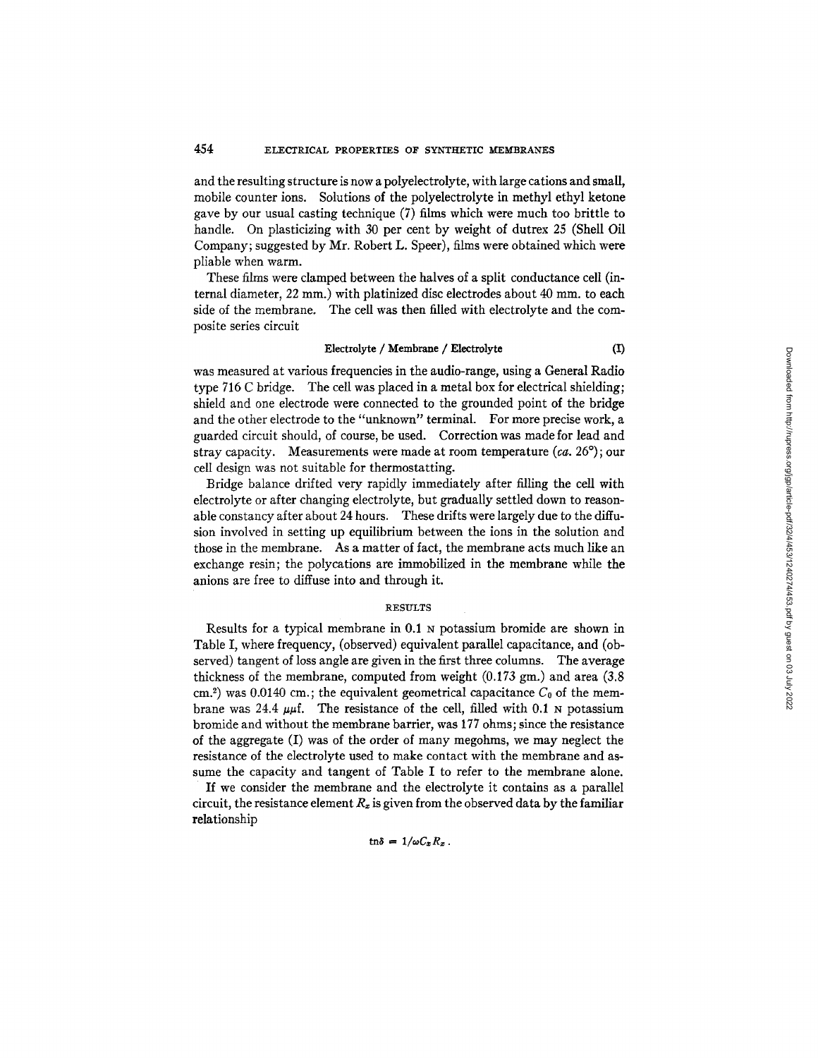and the resulting structure is now a polyelectrolyte, with large cations and small, mobile counter ions. Solutions of the polyelectrolyte in methyl ethyl ketone gave by our usual casting technique (7) films which were much too brittle to handle. On plasticizing with 30 per cent by weight of dutrex 25 (Shell Oil Company; suggested by Mr. Robert L. Speer), films were obtained which were pliable when warm.

These films were clamped between the halves of a split conductance cell (internal diameter, 22 mm.) with platinized disc electrodes about 40 mm. to each side of the membrane. The cell was then filled with electrolyte and the composite series circuit

$$\text{Electrolyte / Membrane / Electrolyte} \qquad \text{(I)}$$

was measured at various frequencies in the audio-range, using a General Radio type 716 C bridge. The cell was placed in a metal box for electrical shielding; shield and one electrode were connected to the grounded point of the bridge and the other electrode to the "unknown" terminal. For more precise work, a guarded circuit should, of course, be used. Correction was made for lead and stray capacity. Measurements were made at room temperature (*ca.* 26°); our cell design was not suitable for thermostatting.

Bridge balance drifted very rapidly immediately after filling the cell with electrolyte or after changing electrolyte, but gradually settled down to reasonable constancy after about 24 hours. These drifts were largely due to the diffusion involved in setting up equilibrium between the ions in the solution and those in the membrane. As a matter of fact, the membrane acts much like an exchange resin; the polycations are immobilized in the membrane while the anions are free to diffuse into and through it.

## RESULTS

Results for a typical membrane in 0.1 N potassium bromide are shown in Table I, where frequency, (observed) equivalent parallel capacitance, and (observed) tangent of loss angle are given in the first three columns. The average thickness of the membrane, computed from weight (0.173 gm.) and area (3.8 cm.$^2$) was 0.0140 cm.; the equivalent geometrical capacitance $C_0$ of the membrane was 24.4 $\mu\mu$f. The resistance of the cell, filled with 0.1 N potassium bromide and without the membrane barrier, was 177 ohms; since the resistance of the aggregate (I) was of the order of many megohms, we may neglect the resistance of the electrolyte used to make contact with the membrane and assume the capacity and tangent of Table I to refer to the membrane alone.

If we consider the membrane and the electrolyte it contains as a parallel circuit, the resistance element $R_x$ is given from the observed data by the familiar relationship

$$\text{tn}\delta = 1/\omega C_x R_x .$$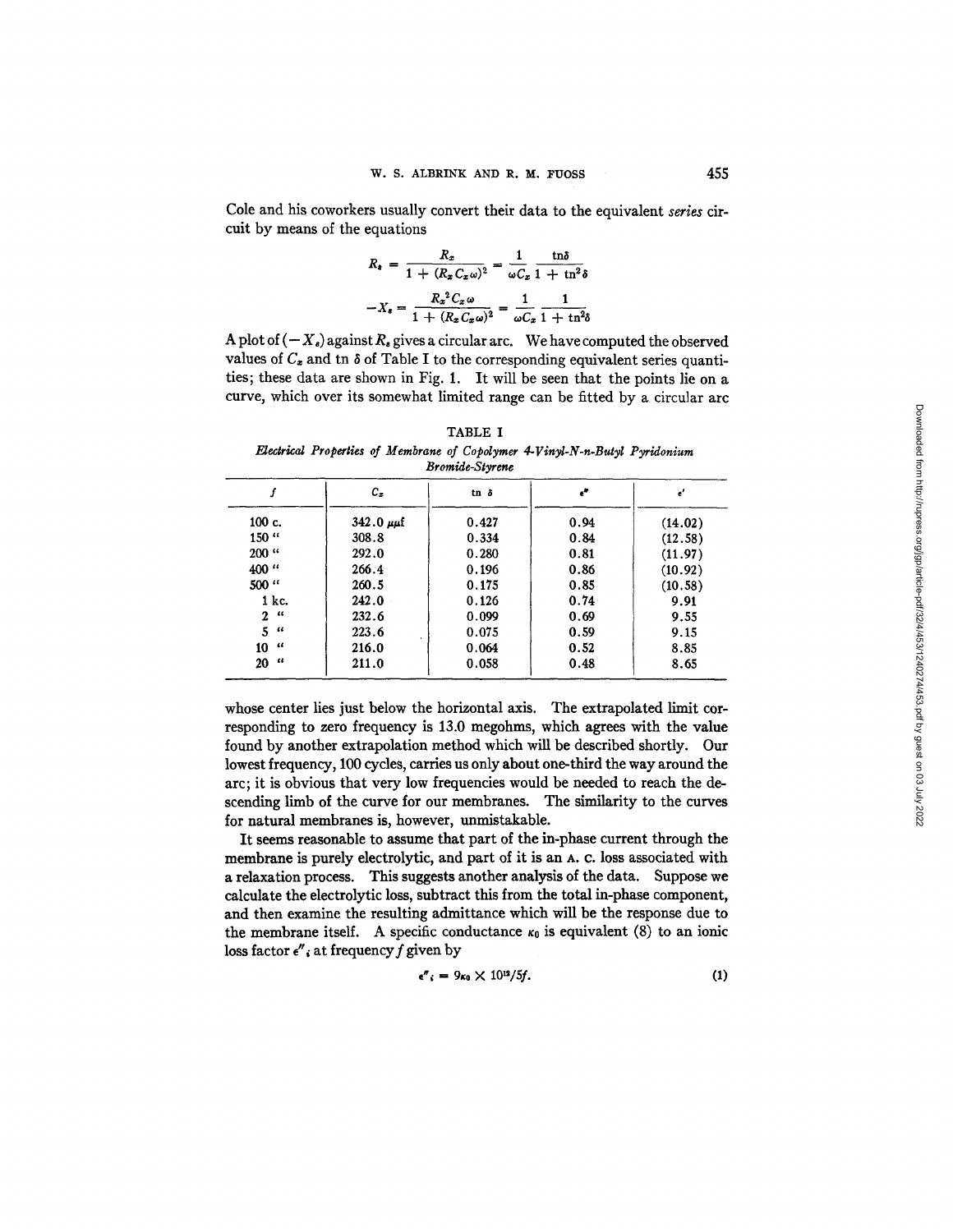Cole and his coworkers usually convert their data to the equivalent *series* circuit by means of the equations

$$R_s = \frac{R_x}{1 + (R_x C_x \omega)^2} = \frac{1}{\omega C_x} \frac{\text{tn}\delta}{1 + \text{tn}^2\delta}$$

$$-X_s = \frac{R_x^2 C_x \omega}{1 + (R_x C_x \omega)^2} = \frac{1}{\omega C_x} \frac{1}{1 + \text{tn}^2\delta}$$

A plot of $(-X_s)$ against $R_s$ gives a circular arc. We have computed the observed values of $C_x$ and tn $\delta$ of Table I to the corresponding equivalent series quantities; these data are shown in Fig. 1. It will be seen that the points lie on a curve, which over its somewhat limited range can be fitted by a circular arc

TABLE I

*Electrical Properties of Membrane of Copolymer 4-Vinyl-N-n-Butyl Pyridonium Bromide-Styrene*

| $f$ | $C_x$ | tn $\delta$ | $\epsilon''$ | $\epsilon'$ |
|---|---|---|---|---|
| 100 c. | 342.0 $\mu\mu$f | 0.427 | 0.94 | (14.02) |
| 150 " | 308.8 | 0.334 | 0.84 | (12.58) |
| 200 " | 292.0 | 0.280 | 0.81 | (11.97) |
| 400 " | 266.4 | 0.196 | 0.86 | (10.92) |
| 500 " | 260.5 | 0.175 | 0.85 | (10.58) |
| 1 kc. | 242.0 | 0.126 | 0.74 | 9.91 |
| 2 " | 232.6 | 0.099 | 0.69 | 9.55 |
| 5 " | 223.6 | 0.075 | 0.59 | 9.15 |
| 10 " | 216.0 | 0.064 | 0.52 | 8.85 |
| 20 " | 211.0 | 0.058 | 0.48 | 8.65 |

whose center lies just below the horizontal axis. The extrapolated limit corresponding to zero frequency is 13.0 megohms, which agrees with the value found by another extrapolation method which will be described shortly. Our lowest frequency, 100 cycles, carries us only about one-third the way around the arc; it is obvious that very low frequencies would be needed to reach the descending limb of the curve for our membranes. The similarity to the curves for natural membranes is, however, unmistakable.

It seems reasonable to assume that part of the in-phase current through the membrane is purely electrolytic, and part of it is an A. C. loss associated with a relaxation process. This suggests another analysis of the data. Suppose we calculate the electrolytic loss, subtract this from the total in-phase component, and then examine the resulting admittance which will be the response due to the membrane itself. A specific conductance $\kappa_0$ is equivalent (8) to an ionic loss factor $\epsilon''_i$ at frequency $f$ given by

$$\epsilon''_i = 9\kappa_0 \times 10^{12}/5f. \tag{1}$$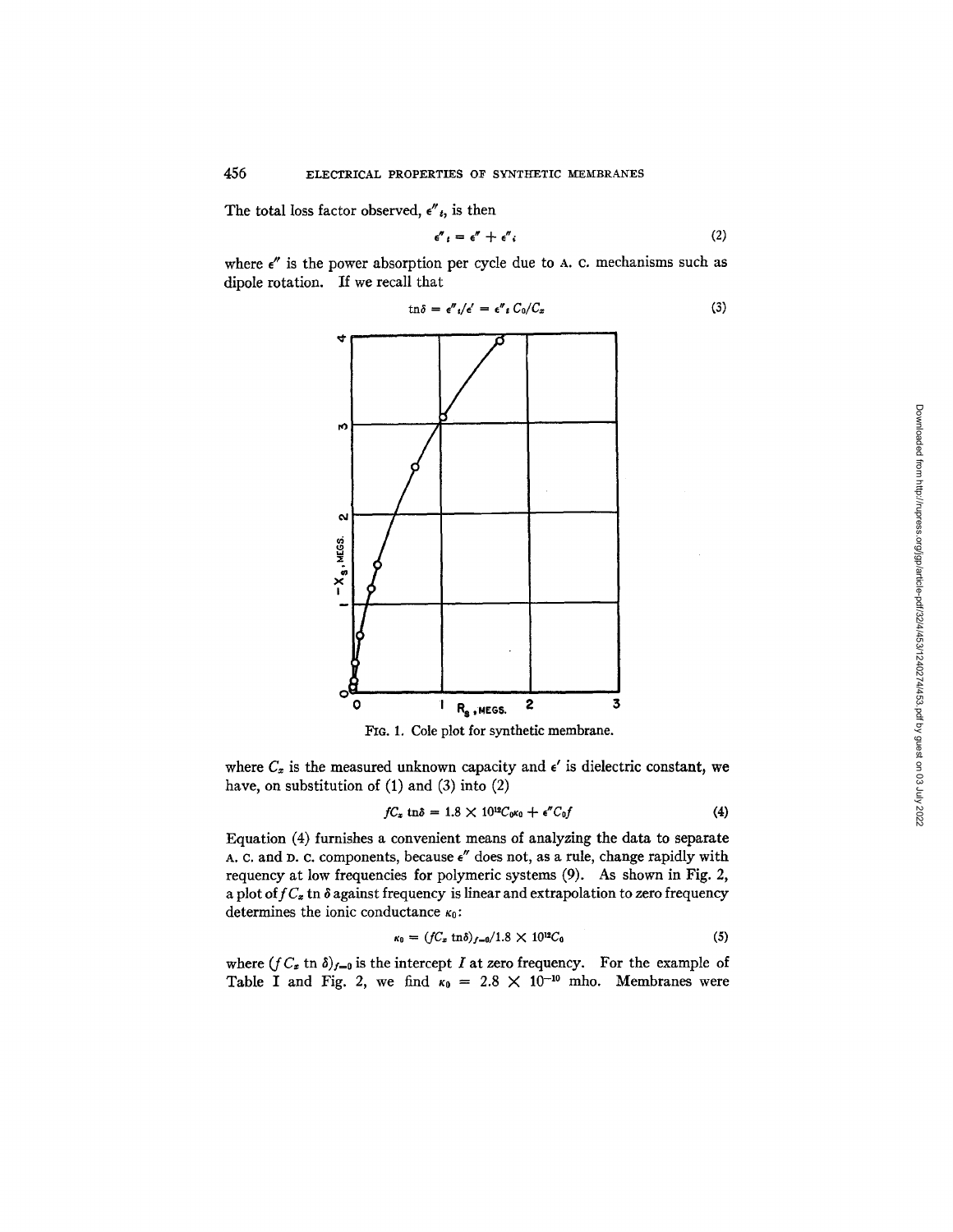The total loss factor observed, $\epsilon''_t$, is then

$$\epsilon''_t = \epsilon'' + \epsilon''_i \tag{2}$$

where $\epsilon''$ is the power absorption per cycle due to A. C. mechanisms such as dipole rotation. If we recall that

$$\text{tn}\delta = \epsilon''_t/\epsilon' = \epsilon''_t C_0/C_x \tag{3}$$

FIG. 1. Cole plot for synthetic membrane.

where $C_x$ is the measured unknown capacity and $\epsilon'$ is dielectric constant, we have, on substitution of (1) and (3) into (2)

$$fC_x \text{ tn}\delta = 1.8 \times 10^{12} C_0 \kappa_0 + \epsilon'' C_0 f \tag{4}$$

Equation (4) furnishes a convenient means of analyzing the data to separate A. C. and D. C. components, because $\epsilon''$ does not, as a rule, change rapidly with requency at low frequencies for polymeric systems (9). As shown in Fig. 2, a plot of $f C_x$ tn $\delta$ against frequency is linear and extrapolation to zero frequency determines the ionic conductance $\kappa_0$:

$$\kappa_0 = (fC_x \text{ tn}\delta)_{f=0}/1.8 \times 10^{12} C_0 \tag{5}$$

where $(f C_x \text{ tn } \delta)_{f=0}$ is the intercept $I$ at zero frequency. For the example of Table I and Fig. 2, we find $\kappa_0 = 2.8 \times 10^{-10}$ mho. Membranes were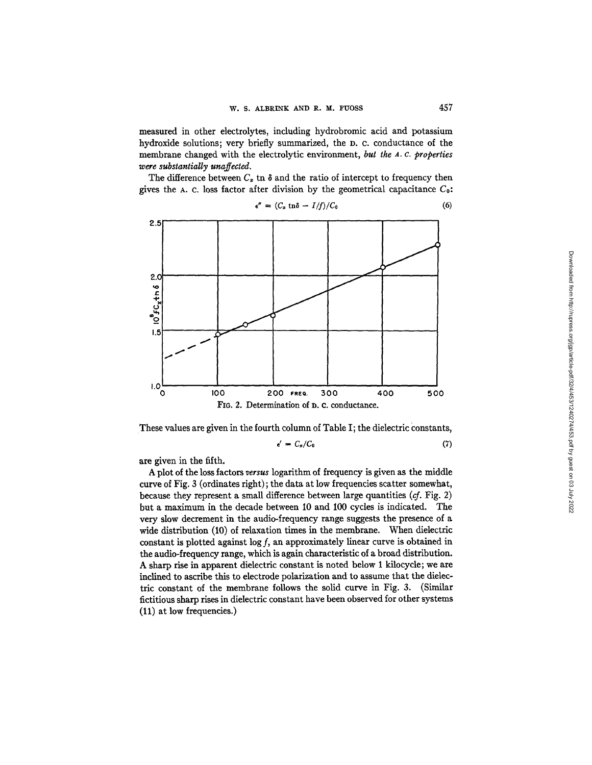measured in other electrolytes, including hydrobromic acid and potassium hydroxide solutions; very briefly summarized, the D. C. conductance of the membrane changed with the electrolytic environment, *but the A. C. properties were substantially unaffected.*

The difference between $C_x$ tn $\delta$ and the ratio of intercept to frequency then gives the A. C. loss factor after division by the geometrical capacitance $C_0$:

$$\epsilon'' = (C_x \operatorname{tn}\delta - I/f)/C_0 \tag{6}$$

FIG. 2. Determination of D. C. conductance.

These values are given in the fourth column of Table I; the dielectric constants,

$$\epsilon' = C_x/C_0 \tag{7}$$

are given in the fifth.

A plot of the loss factors *versus* logarithm of frequency is given as the middle curve of Fig. 3 (ordinates right); the data at low frequencies scatter somewhat, because they represent a small difference between large quantities (*cf.* Fig. 2) but a maximum in the decade between 10 and 100 cycles is indicated. The very slow decrement in the audio-frequency range suggests the presence of a wide distribution (10) of relaxation times in the membrane. When dielectric constant is plotted against log $f$, an approximately linear curve is obtained in the audio-frequency range, which is again characteristic of a broad distribution. A sharp rise in apparent dielectric constant is noted below 1 kilocycle; we are inclined to ascribe this to electrode polarization and to assume that the dielectric constant of the membrane follows the solid curve in Fig. 3. (Similar fictitious sharp rises in dielectric constant have been observed for other systems (11) at low frequencies.)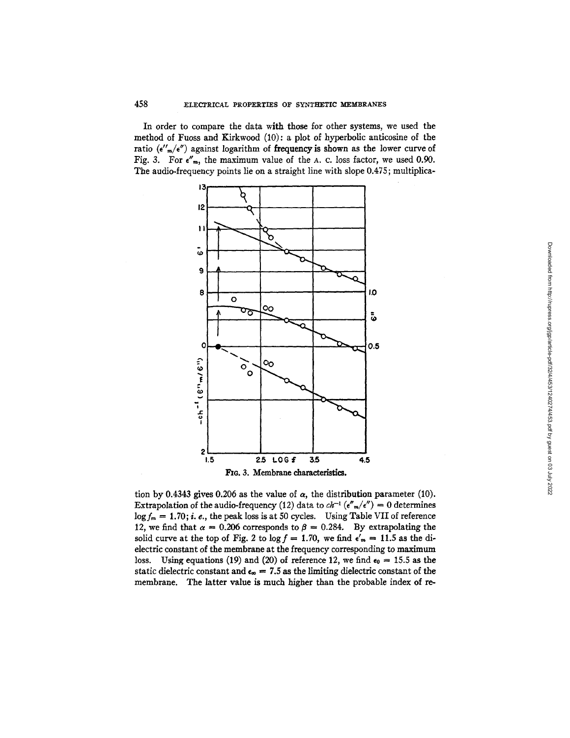In order to compare the data with those for other systems, we used the method of Fuoss and Kirkwood (10): a plot of hyperbolic anticosine of the ratio ($\epsilon''_m/\epsilon''$) against logarithm of frequency is shown as the lower curve of Fig. 3. For $\epsilon''_m$, the maximum value of the A. C. loss factor, we used 0.90. The audio-frequency points lie on a straight line with slope 0.475; multiplication by 0.4343 gives 0.206 as the value of $\alpha$, the distribution parameter (10). Extrapolation of the audio-frequency (12) data to $ch^{-1}(\epsilon''_m/\epsilon'') = 0$ determines $\log f_m = 1.70$; *i. e.*, the peak loss is at 50 cycles. Using Table VII of reference 12, we find that $\alpha = 0.206$ corresponds to $\beta = 0.284$. By extrapolating the solid curve at the top of Fig. 2 to $\log f = 1.70$, we find $\epsilon'_m = 11.5$ as the dielectric constant of the membrane at the frequency corresponding to maximum loss. Using equations (19) and (20) of reference 12, we find $\epsilon_0 = 15.5$ as the static dielectric constant and $\epsilon_\infty = 7.5$ as the limiting dielectric constant of the membrane. The latter value is much higher than the probable index of re-

FIG. 3. Membrane characteristics.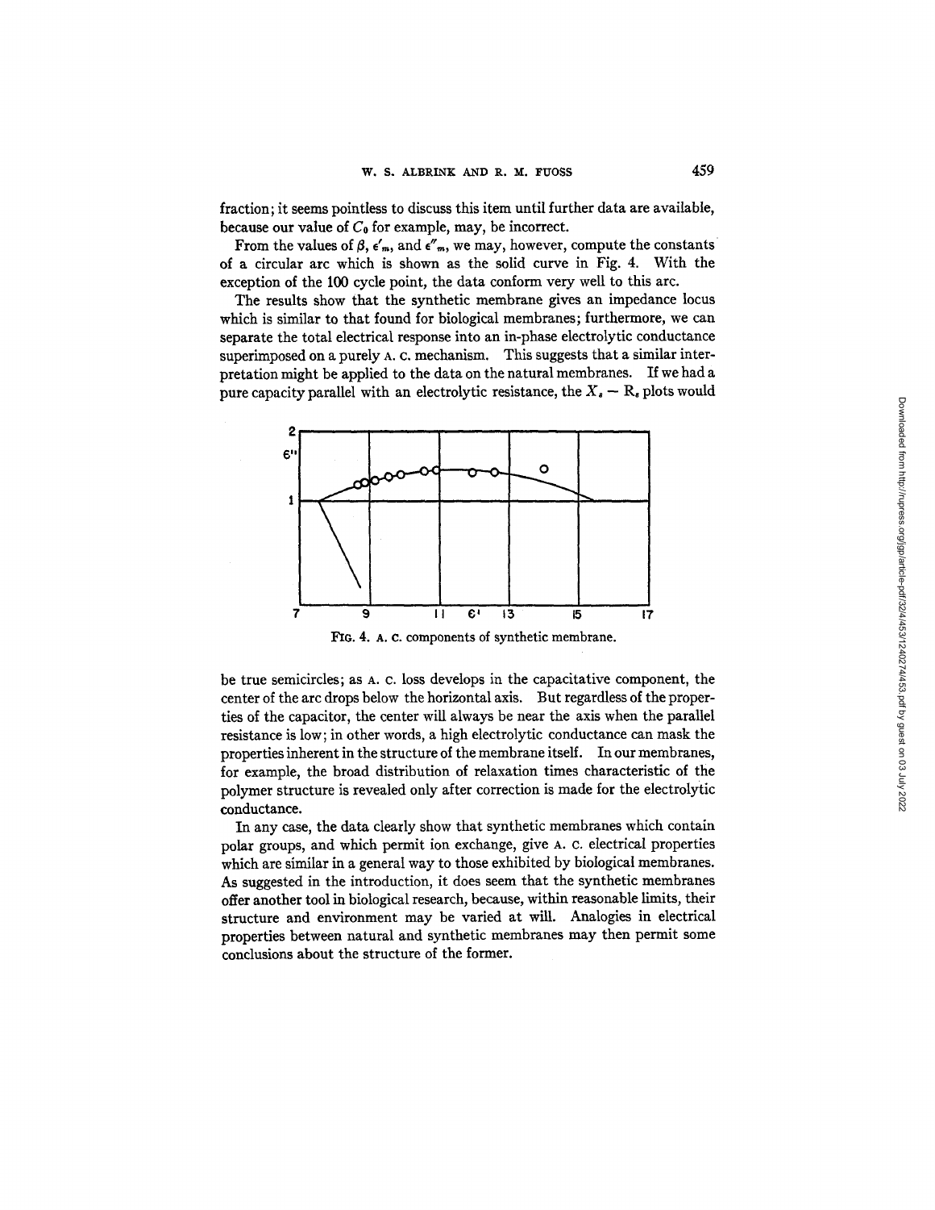fraction; it seems pointless to discuss this item until further data are available, because our value of $C_0$ for example, may, be incorrect.

From the values of $\beta$, $\epsilon'_m$, and $\epsilon''_m$, we may, however, compute the constants of a circular arc which is shown as the solid curve in Fig. 4. With the exception of the 100 cycle point, the data conform very well to this arc.

The results show that the synthetic membrane gives an impedance locus which is similar to that found for biological membranes; furthermore, we can separate the total electrical response into an in-phase electrolytic conductance superimposed on a purely A. C. mechanism. This suggests that a similar interpretation might be applied to the data on the natural membranes. If we had a pure capacity parallel with an electrolytic resistance, the $X_s - R_s$ plots would be true semicircles; as A. C. loss develops in the capacitative component, the center of the arc drops below the horizontal axis. But regardless of the properties of the capacitor, the center will always be near the axis when the parallel resistance is low; in other words, a high electrolytic conductance can mask the properties inherent in the structure of the membrane itself. In our membranes, for example, the broad distribution of relaxation times characteristic of the polymer structure is revealed only after correction is made for the electrolytic conductance.

FIG. 4. A. C. components of synthetic membrane.

In any case, the data clearly show that synthetic membranes which contain polar groups, and which permit ion exchange, give A. C. electrical properties which are similar in a general way to those exhibited by biological membranes. As suggested in the introduction, it does seem that the synthetic membranes offer another tool in biological research, because, within reasonable limits, their structure and environment may be varied at will. Analogies in electrical properties between natural and synthetic membranes may then permit some conclusions about the structure of the former.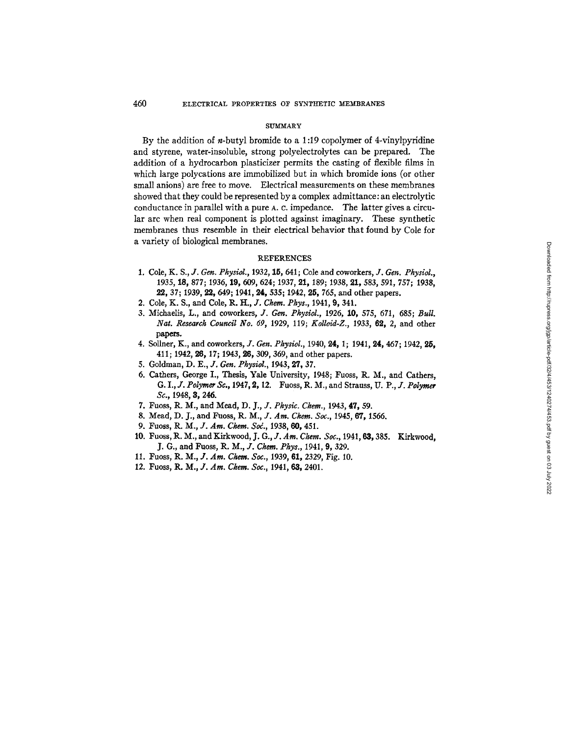## SUMMARY

By the addition of *n*-butyl bromide to a 1:19 copolymer of 4-vinylpyridine and styrene, water-insoluble, strong polyelectrolytes can be prepared. The addition of a hydrocarbon plasticizer permits the casting of flexible films in which large polycations are immobilized but in which bromide ions (or other small anions) are free to move. Electrical measurements on these membranes showed that they could be represented by a complex admittance: an electrolytic conductance in parallel with a pure A. C. impedance. The latter gives a circular arc when real component is plotted against imaginary. These synthetic membranes thus resemble in their electrical behavior that found by Cole for a variety of biological membranes.

## REFERENCES

1. Cole, K. S., *J. Gen. Physiol.*, 1932, **15**, 641; Cole and coworkers, *J. Gen. Physiol.*, 1935, **18**, 877; 1936, **19**, 609, 624; 1937, **21**, 189; 1938, **21**, 583, 591, 757; 1938, **22**, 37; 1939, **22**, 649; 1941, **24**, 535; 1942, **25**, 765, and other papers.
2. Cole, K. S., and Cole, R. H., *J. Chem. Phys.*, 1941, **9**, 341.
3. Michaelis, L., and coworkers, *J. Gen. Physiol.*, 1926, **10**, 575, 671, 685; *Bull. Nat. Research Council No. 69*, 1929, 119; *Kolloid-Z.*, 1933, **62**, 2, and other papers.
4. Sollner, K., and coworkers, *J. Gen. Physiol.*, 1940, **24**, 1; 1941, **24**, 467; 1942, **25**, 411; 1942, **26**, 17; 1943, **26**, 309, 369, and other papers.
5. Goldman, D. E., *J. Gen. Physiol.*, 1943, **27**, 37.
6. Cathers, George I., Thesis, Yale University, 1948; Fuoss, R. M., and Cathers, G. I., *J. Polymer Sc.*, 1947, **2**, 12. Fuoss, R. M., and Strauss, U. P., *J. Polymer Sc.*, 1948, **3**, 246.
7. Fuoss, R. M., and Mead, D. J., *J. Physic. Chem.*, 1943, **47**, 59.
8. Mead, D. J., and Fuoss, R. M., *J. Am. Chem. Soc.*, 1945, **67**, 1566.
9. Fuoss, R. M., *J. Am. Chem. Soc.*, 1938, **60**, 451.
10. Fuoss, R. M., and Kirkwood, J. G., *J. Am. Chem. Soc.*, 1941, **63**, 385. Kirkwood, J. G., and Fuoss, R. M., *J. Chem. Phys.*, 1941, **9**, 329.
11. Fuoss, R. M., *J. Am. Chem. Soc.*, 1939, **61**, 2329, Fig. 10.
12. Fuoss, R. M., *J. Am. Chem. Soc.*, 1941, **63**, 2401.